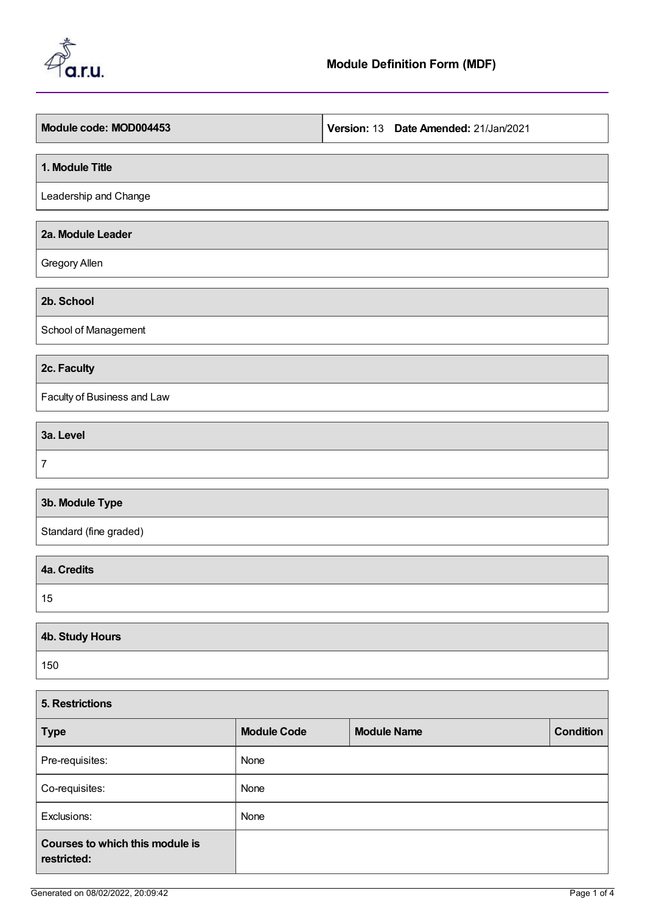# Module Definition Form (MDF)

| **Module code: MOD004453** | **Version:** 13 **Date Amended:** 21/Jan/2021 |
|---|---|

## 1. Module Title

Leadership and Change

## 2a. Module Leader

Gregory Allen

## 2b. School

School of Management

## 2c. Faculty

Faculty of Business and Law

## 3a. Level

7

## 3b. Module Type

Standard (fine graded)

## 4a. Credits

15

## 4b. Study Hours

150

## 5. Restrictions

| Type | Module Code | Module Name | Condition |
|---|---|---|---|
| Pre-requisites: | None | | |
| Co-requisites: | None | | |
| Exclusions: | None | | |
| **Courses to which this module is restricted:** | | | |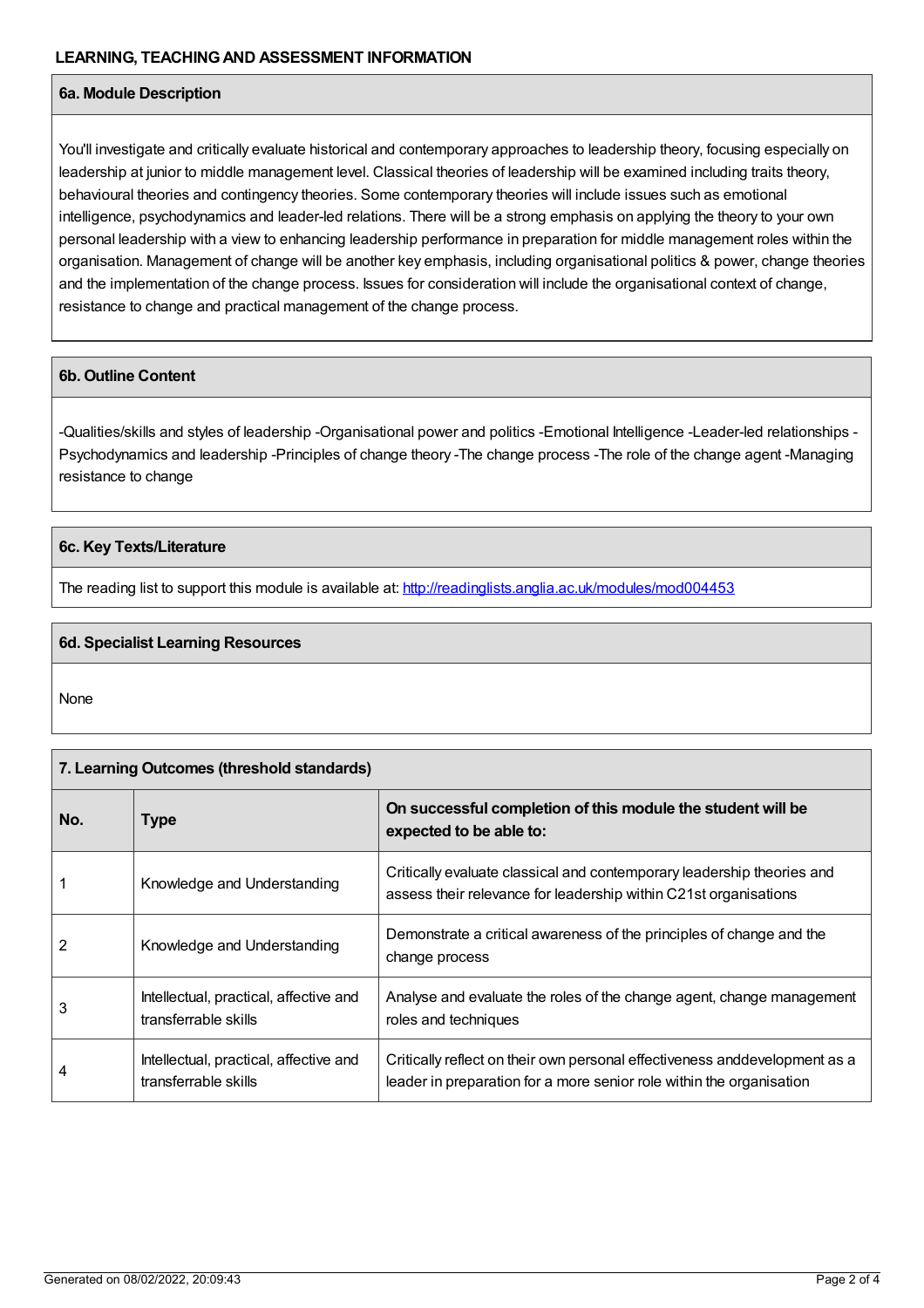**LEARNING, TEACHING AND ASSESSMENT INFORMATION**

## 6a. Module Description

You'll investigate and critically evaluate historical and contemporary approaches to leadership theory, focusing especially on leadership at junior to middle management level. Classical theories of leadership will be examined including traits theory, behavioural theories and contingency theories. Some contemporary theories will include issues such as emotional intelligence, psychodynamics and leader-led relations. There will be a strong emphasis on applying the theory to your own personal leadership with a view to enhancing leadership performance in preparation for middle management roles within the organisation. Management of change will be another key emphasis, including organisational politics & power, change theories and the implementation of the change process. Issues for consideration will include the organisational context of change, resistance to change and practical management of the change process.

## 6b. Outline Content

-Qualities/skills and styles of leadership -Organisational power and politics -Emotional Intelligence -Leader-led relationships -Psychodynamics and leadership -Principles of change theory -The change process -The role of the change agent -Managing resistance to change

## 6c. Key Texts/Literature

The reading list to support this module is available at: http://readinglists.anglia.ac.uk/modules/mod004453

## 6d. Specialist Learning Resources

None

## 7. Learning Outcomes (threshold standards)

| No. | Type | On successful completion of this module the student will be expected to be able to: |
|---|---|---|
| 1 | Knowledge and Understanding | Critically evaluate classical and contemporary leadership theories and assess their relevance for leadership within C21st organisations |
| 2 | Knowledge and Understanding | Demonstrate a critical awareness of the principles of change and the change process |
| 3 | Intellectual, practical, affective and transferrable skills | Analyse and evaluate the roles of the change agent, change management roles and techniques |
| 4 | Intellectual, practical, affective and transferrable skills | Critically reflect on their own personal effectiveness anddevelopment as a leader in preparation for a more senior role within the organisation |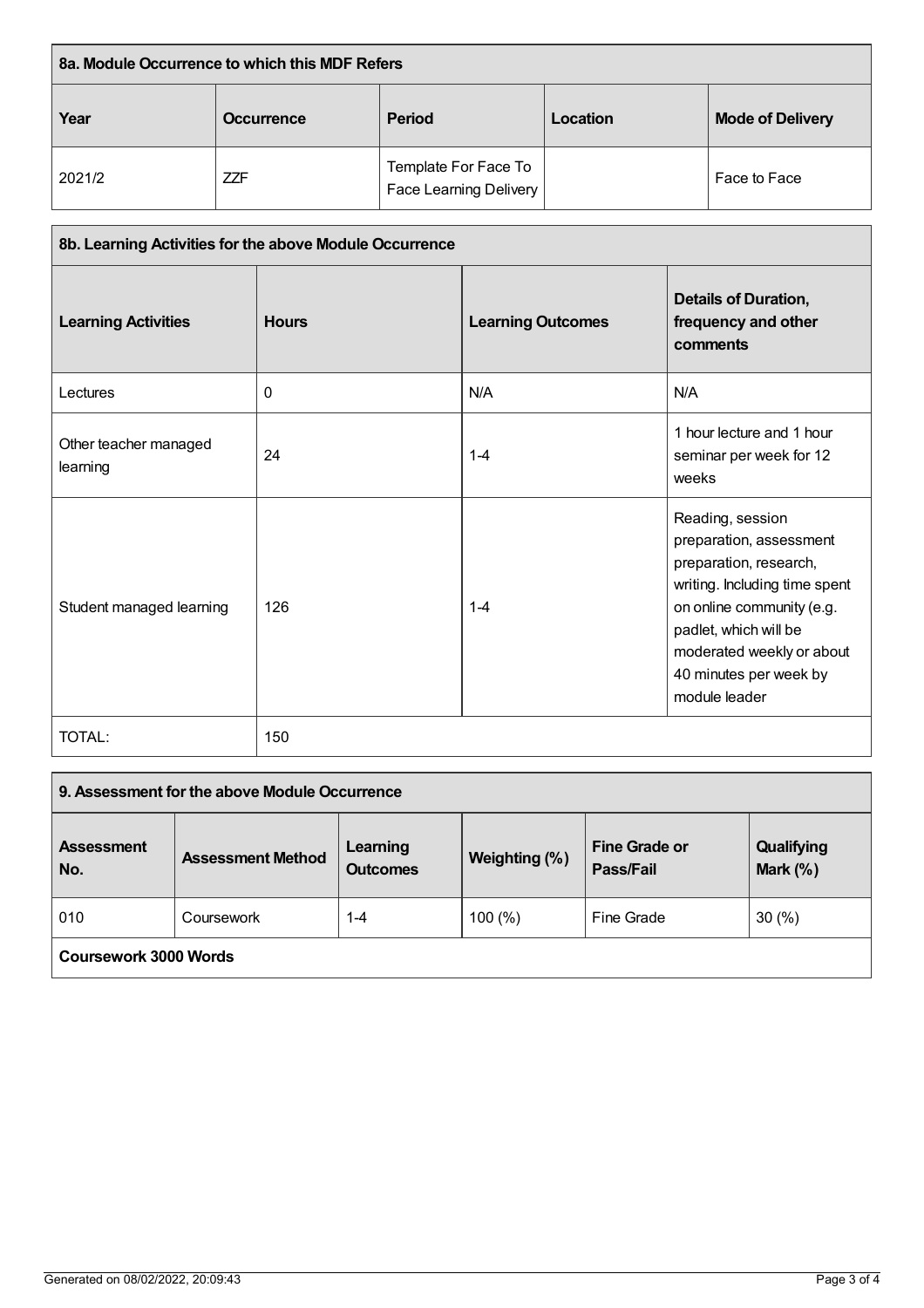## 8a. Module Occurrence to which this MDF Refers

| Year | Occurrence | Period | Location | Mode of Delivery |
|---|---|---|---|---|
| 2021/2 | ZZF | Template For Face To Face Learning Delivery | | Face to Face |

## 8b. Learning Activities for the above Module Occurrence

| Learning Activities | Hours | Learning Outcomes | Details of Duration, frequency and other comments |
|---|---|---|---|
| Lectures | 0 | N/A | N/A |
| Other teacher managed learning | 24 | 1-4 | 1 hour lecture and 1 hour seminar per week for 12 weeks |
| Student managed learning | 126 | 1-4 | Reading, session preparation, assessment preparation, research, writing. Including time spent on online community (e.g. padlet, which will be moderated weekly or about 40 minutes per week by module leader |
| TOTAL: | 150 | | |

## 9. Assessment for the above Module Occurrence

| Assessment No. | Assessment Method | Learning Outcomes | Weighting (%) | Fine Grade or Pass/Fail | Qualifying Mark (%) |
|---|---|---|---|---|---|
| 010 | Coursework | 1-4 | 100 (%) | Fine Grade | 30 (%) |
| **Coursework 3000 Words** | | | | | |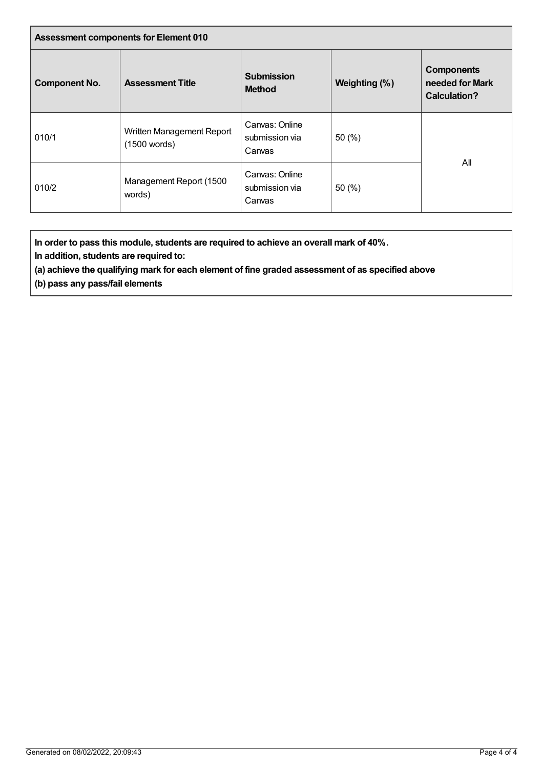**Assessment components for Element 010**

| Component No. | Assessment Title | Submission Method | Weighting (%) | Components needed for Mark Calculation? |
|---|---|---|---|---|
| 010/1 | Written Management Report (1500 words) | Canvas: Online submission via Canvas | 50 (%) | All |
| 010/2 | Management Report (1500 words) | Canvas: Online submission via Canvas | 50 (%) | |

**In order to pass this module, students are required to achieve an overall mark of 40%.**
**In addition, students are required to:**
**(a) achieve the qualifying mark for each element of fine graded assessment of as specified above**
**(b) pass any pass/fail elements**

Generated on 08/02/2022, 20:09:43